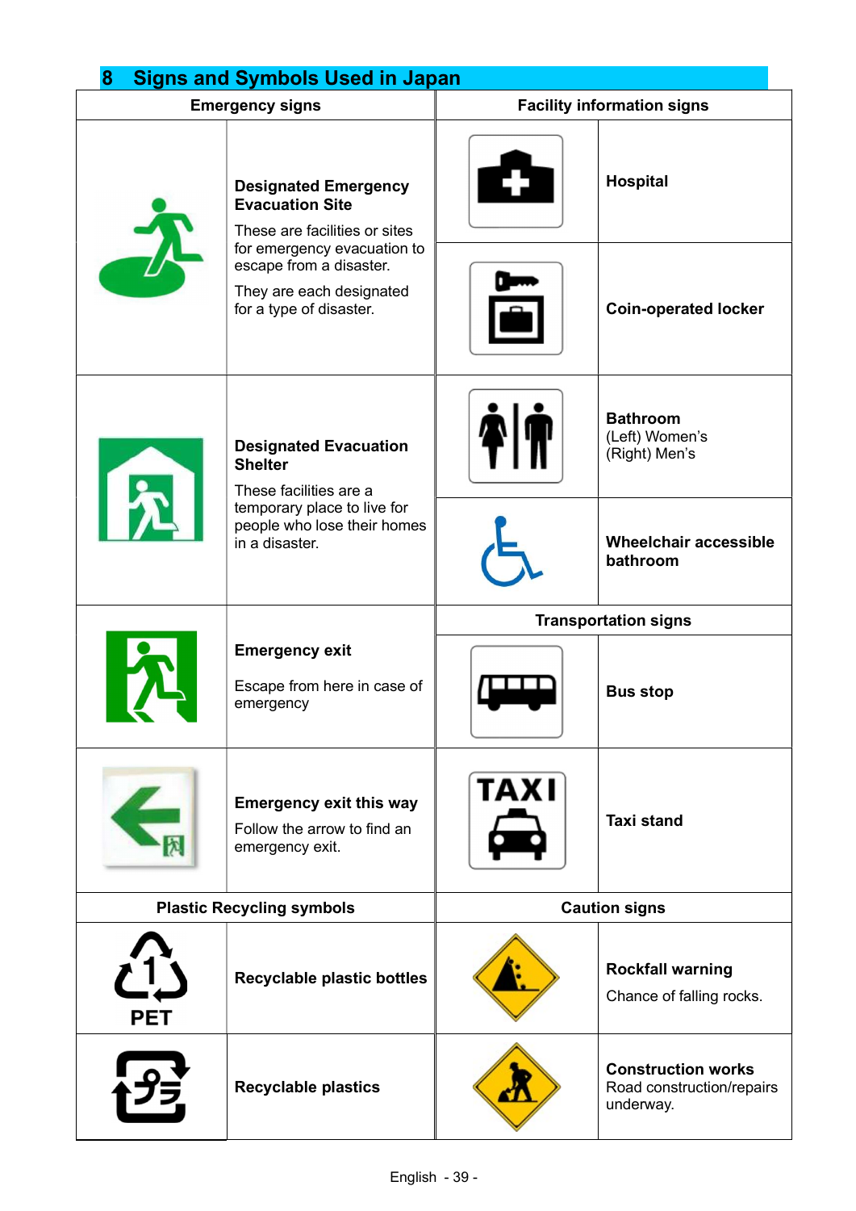## 8 Signs and Symbols Used in Japan

| Emergency signs | | Facility information signs | |
|---|---|---|---|
| | **Designated Emergency Evacuation Site**<br>These are facilities or sites for emergency evacuation to escape from a disaster.<br>They are each designated for a type of disaster. | | **Hospital** |
| | | | **Coin-operated locker** |
| | **Designated Evacuation Shelter**<br>These facilities are a temporary place to live for people who lose their homes in a disaster. | | **Bathroom**<br>(Left) Women's<br>(Right) Men's |
| | | | **Wheelchair accessible bathroom** |
| | **Emergency exit**<br>Escape from here in case of emergency | **Transportation signs** | |
| | | | **Bus stop** |
| | **Emergency exit this way**<br>Follow the arrow to find an emergency exit. | TAXI | **Taxi stand** |
| **Plastic Recycling symbols** | | **Caution signs** | |
| PET | **Recyclable plastic bottles** | | **Rockfall warning**<br>Chance of falling rocks. |
| | **Recyclable plastics** | | **Construction works**<br>Road construction/repairs underway. |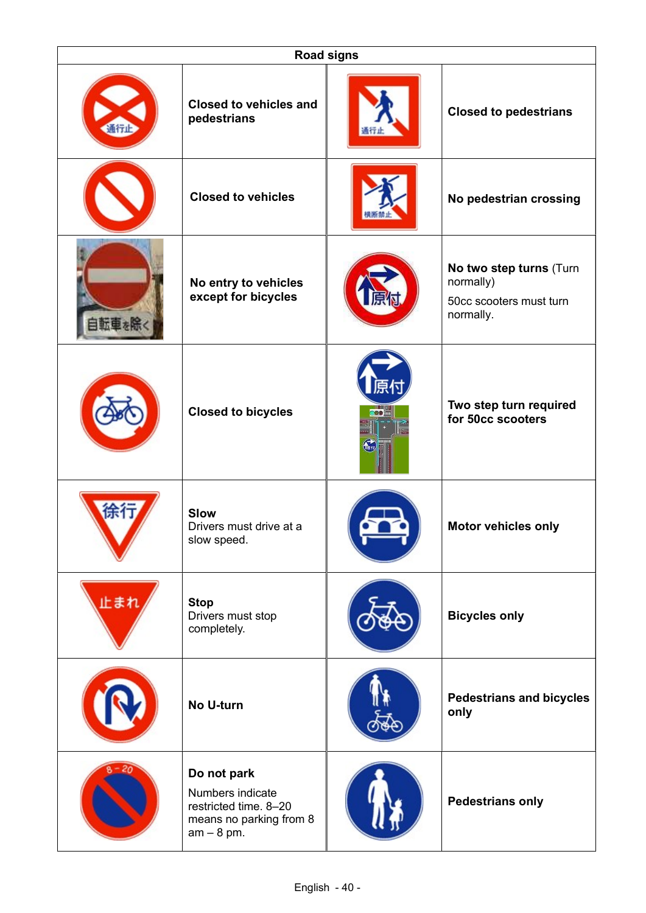| Road signs | | | |
|---|---|---|---|
| | **Closed to vehicles and pedestrians** | | **Closed to pedestrians** |
| | **Closed to vehicles** | | **No pedestrian crossing** |
| | **No entry to vehicles except for bicycles** | | **No two step turns** (Turn normally)<br>50cc scooters must turn normally. |
| | **Closed to bicycles** | | **Two step turn required for 50cc scooters** |
| | **Slow**<br>Drivers must drive at a slow speed. | | **Motor vehicles only** |
| | **Stop**<br>Drivers must stop completely. | | **Bicycles only** |
| | **No U-turn** | | **Pedestrians and bicycles only** |
| | **Do not park**<br>Numbers indicate restricted time. 8–20 means no parking from 8 am – 8 pm. | | **Pedestrians only** |